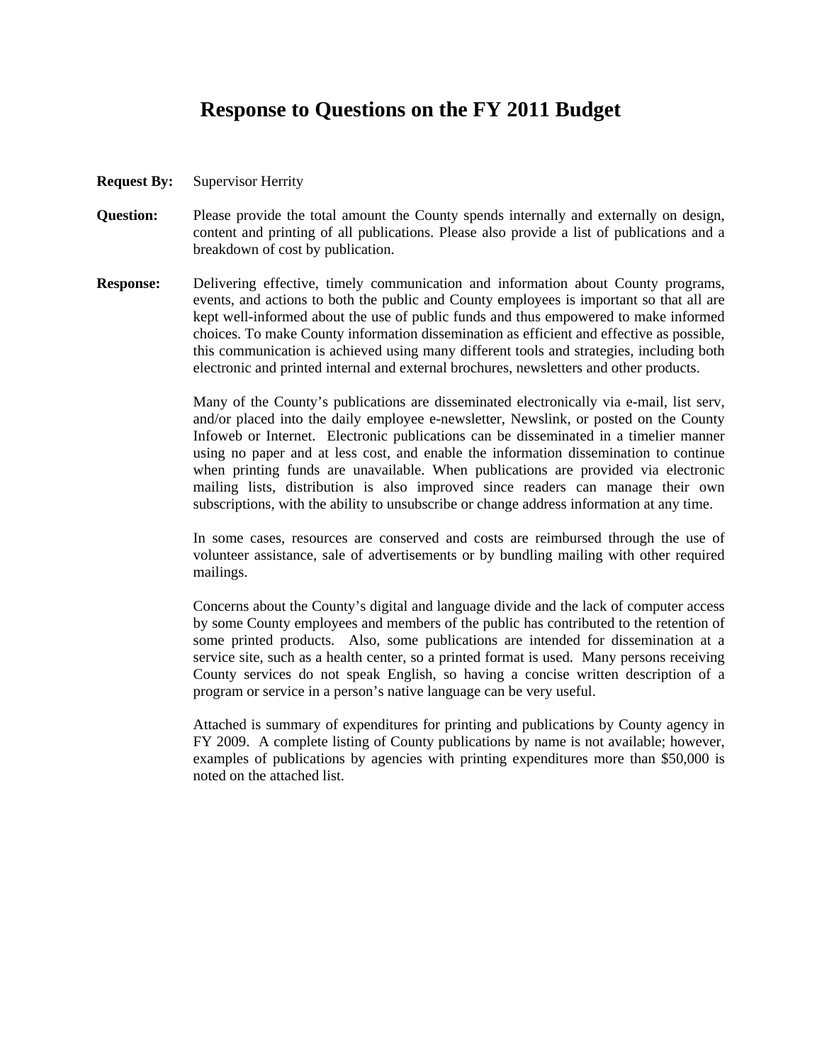# Response to Questions on the FY 2011 Budget

**Request By:** Supervisor Herrity

**Question:** Please provide the total amount the County spends internally and externally on design, content and printing of all publications. Please also provide a list of publications and a breakdown of cost by publication.

**Response:** Delivering effective, timely communication and information about County programs, events, and actions to both the public and County employees is important so that all are kept well-informed about the use of public funds and thus empowered to make informed choices. To make County information dissemination as efficient and effective as possible, this communication is achieved using many different tools and strategies, including both electronic and printed internal and external brochures, newsletters and other products.

Many of the County's publications are disseminated electronically via e-mail, list serv, and/or placed into the daily employee e-newsletter, Newslink, or posted on the County Infoweb or Internet. Electronic publications can be disseminated in a timelier manner using no paper and at less cost, and enable the information dissemination to continue when printing funds are unavailable. When publications are provided via electronic mailing lists, distribution is also improved since readers can manage their own subscriptions, with the ability to unsubscribe or change address information at any time.

In some cases, resources are conserved and costs are reimbursed through the use of volunteer assistance, sale of advertisements or by bundling mailing with other required mailings.

Concerns about the County's digital and language divide and the lack of computer access by some County employees and members of the public has contributed to the retention of some printed products. Also, some publications are intended for dissemination at a service site, such as a health center, so a printed format is used. Many persons receiving County services do not speak English, so having a concise written description of a program or service in a person's native language can be very useful.

Attached is summary of expenditures for printing and publications by County agency in FY 2009. A complete listing of County publications by name is not available; however, examples of publications by agencies with printing expenditures more than $50,000 is noted on the attached list.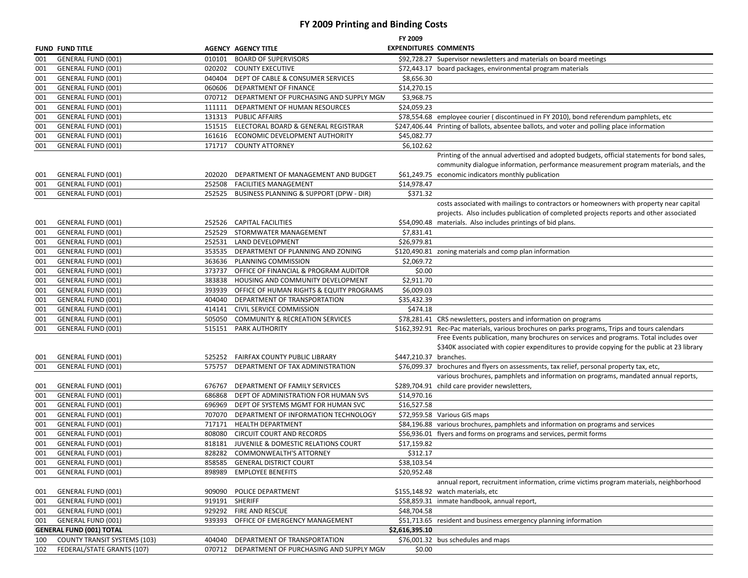# FY 2009 Printing and Binding Costs

| FUND | FUND TITLE | AGENCY | AGENCY TITLE | FY 2009 EXPENDITURES | COMMENTS |
|---|---|---|---|---|---|
| 001 | GENERAL FUND (001) | 010101 | BOARD OF SUPERVISORS | $92,728.27 | Supervisor newsletters and materials on board meetings |
| 001 | GENERAL FUND (001) | 020202 | COUNTY EXECUTIVE | $72,443.17 | board packages, environmental program materials |
| 001 | GENERAL FUND (001) | 040404 | DEPT OF CABLE & CONSUMER SERVICES | $8,656.30 | |
| 001 | GENERAL FUND (001) | 060606 | DEPARTMENT OF FINANCE | $14,270.15 | |
| 001 | GENERAL FUND (001) | 070712 | DEPARTMENT OF PURCHASING AND SUPPLY MGM | $3,968.75 | |
| 001 | GENERAL FUND (001) | 111111 | DEPARTMENT OF HUMAN RESOURCES | $24,059.23 | |
| 001 | GENERAL FUND (001) | 131313 | PUBLIC AFFAIRS | $78,554.68 | employee courier ( discontinued in FY 2010), bond referendum pamphlets, etc |
| 001 | GENERAL FUND (001) | 151515 | ELECTORAL BOARD & GENERAL REGISTRAR | $247,406.44 | Printing of ballots, absentee ballots, and voter and polling place information |
| 001 | GENERAL FUND (001) | 161616 | ECONOMIC DEVELOPMENT AUTHORITY | $45,082.77 | |
| 001 | GENERAL FUND (001) | 171717 | COUNTY ATTORNEY | $6,102.62 | |
| 001 | GENERAL FUND (001) | 202020 | DEPARTMENT OF MANAGEMENT AND BUDGET | $61,249.75 | Printing of the annual advertised and adopted budgets, official statements for bond sales, community dialogue information, performance measurement program materials, and the economic indicators monthly publication |
| 001 | GENERAL FUND (001) | 252508 | FACILITIES MANAGEMENT | $14,978.47 | |
| 001 | GENERAL FUND (001) | 252525 | BUSINESS PLANNING & SUPPORT (DPW - DIR) | $371.32 | |
| 001 | GENERAL FUND (001) | 252526 | CAPITAL FACILITIES | $54,090.48 | costs associated with mailings to contractors or homeowners with property near capital projects. Also includes publication of completed projects reports and other associated materials. Also includes printings of bid plans. |
| 001 | GENERAL FUND (001) | 252529 | STORMWATER MANAGEMENT | $7,831.41 | |
| 001 | GENERAL FUND (001) | 252531 | LAND DEVELOPMENT | $26,979.81 | |
| 001 | GENERAL FUND (001) | 353535 | DEPARTMENT OF PLANNING AND ZONING | $120,490.81 | zoning materials and comp plan information |
| 001 | GENERAL FUND (001) | 363636 | PLANNING COMMISSION | $2,069.72 | |
| 001 | GENERAL FUND (001) | 373737 | OFFICE OF FINANCIAL & PROGRAM AUDITOR | $0.00 | |
| 001 | GENERAL FUND (001) | 383838 | HOUSING AND COMMUNITY DEVELOPMENT | $2,911.70 | |
| 001 | GENERAL FUND (001) | 393939 | OFFICE OF HUMAN RIGHTS & EQUITY PROGRAMS | $6,009.03 | |
| 001 | GENERAL FUND (001) | 404040 | DEPARTMENT OF TRANSPORTATION | $35,432.39 | |
| 001 | GENERAL FUND (001) | 414141 | CIVIL SERVICE COMMISSION | $474.18 | |
| 001 | GENERAL FUND (001) | 505050 | COMMUNITY & RECREATION SERVICES | $78,281.41 | CRS newsletters, posters and information on programs |
| 001 | GENERAL FUND (001) | 515151 | PARK AUTHORITY | $162,392.91 | Rec-Pac materials, various brochures on parks programs, Trips and tours calendars |
| 001 | GENERAL FUND (001) | 525252 | FAIRFAX COUNTY PUBLIC LIBRARY | $447,210.37 | Free Events publication, many brochures on services and programs. Total includes over $340K associated with copier expenditures to provide copying for the public at 23 library branches. |
| 001 | GENERAL FUND (001) | 575757 | DEPARTMENT OF TAX ADMINISTRATION | $76,099.37 | brochures and flyers on assessments, tax relief, personal property tax, etc, |
| 001 | GENERAL FUND (001) | 676767 | DEPARTMENT OF FAMILY SERVICES | $289,704.91 | various brochures, pamphlets and information on programs, mandated annual reports, child care provider newsletters, |
| 001 | GENERAL FUND (001) | 686868 | DEPT OF ADMINISTRATION FOR HUMAN SVS | $14,970.16 | |
| 001 | GENERAL FUND (001) | 696969 | DEPT OF SYSTEMS MGMT FOR HUMAN SVC | $16,527.58 | |
| 001 | GENERAL FUND (001) | 707070 | DEPARTMENT OF INFORMATION TECHNOLOGY | $72,959.58 | Various GIS maps |
| 001 | GENERAL FUND (001) | 717171 | HEALTH DEPARTMENT | $84,196.88 | various brochures, pamphlets and information on programs and services |
| 001 | GENERAL FUND (001) | 808080 | CIRCUIT COURT AND RECORDS | $56,936.01 | flyers and forms on programs and services, permit forms |
| 001 | GENERAL FUND (001) | 818181 | JUVENILE & DOMESTIC RELATIONS COURT | $17,159.82 | |
| 001 | GENERAL FUND (001) | 828282 | COMMONWEALTH'S ATTORNEY | $312.17 | |
| 001 | GENERAL FUND (001) | 858585 | GENERAL DISTRICT COURT | $38,103.54 | |
| 001 | GENERAL FUND (001) | 898989 | EMPLOYEE BENEFITS | $20,952.48 | |
| 001 | GENERAL FUND (001) | 909090 | POLICE DEPARTMENT | $155,148.92 | annual report, recruitment information, crime victims program materials, neighborhood watch materials, etc |
| 001 | GENERAL FUND (001) | 919191 | SHERIFF | $58,859.31 | inmate handbook, annual report, |
| 001 | GENERAL FUND (001) | 929292 | FIRE AND RESCUE | $48,704.58 | |
| 001 | GENERAL FUND (001) | 939393 | OFFICE OF EMERGENCY MANAGEMENT | $51,713.65 | resident and business emergency planning information |
| **GENERAL FUND (001) TOTAL** | | | | **$2,616,395.10** | |
| 100 | COUNTY TRANSIT SYSTEMS (103) | 404040 | DEPARTMENT OF TRANSPORTATION | $76,001.32 | bus schedules and maps |
| 102 | FEDERAL/STATE GRANTS (107) | 070712 | DEPARTMENT OF PURCHASING AND SUPPLY MGM | $0.00 | |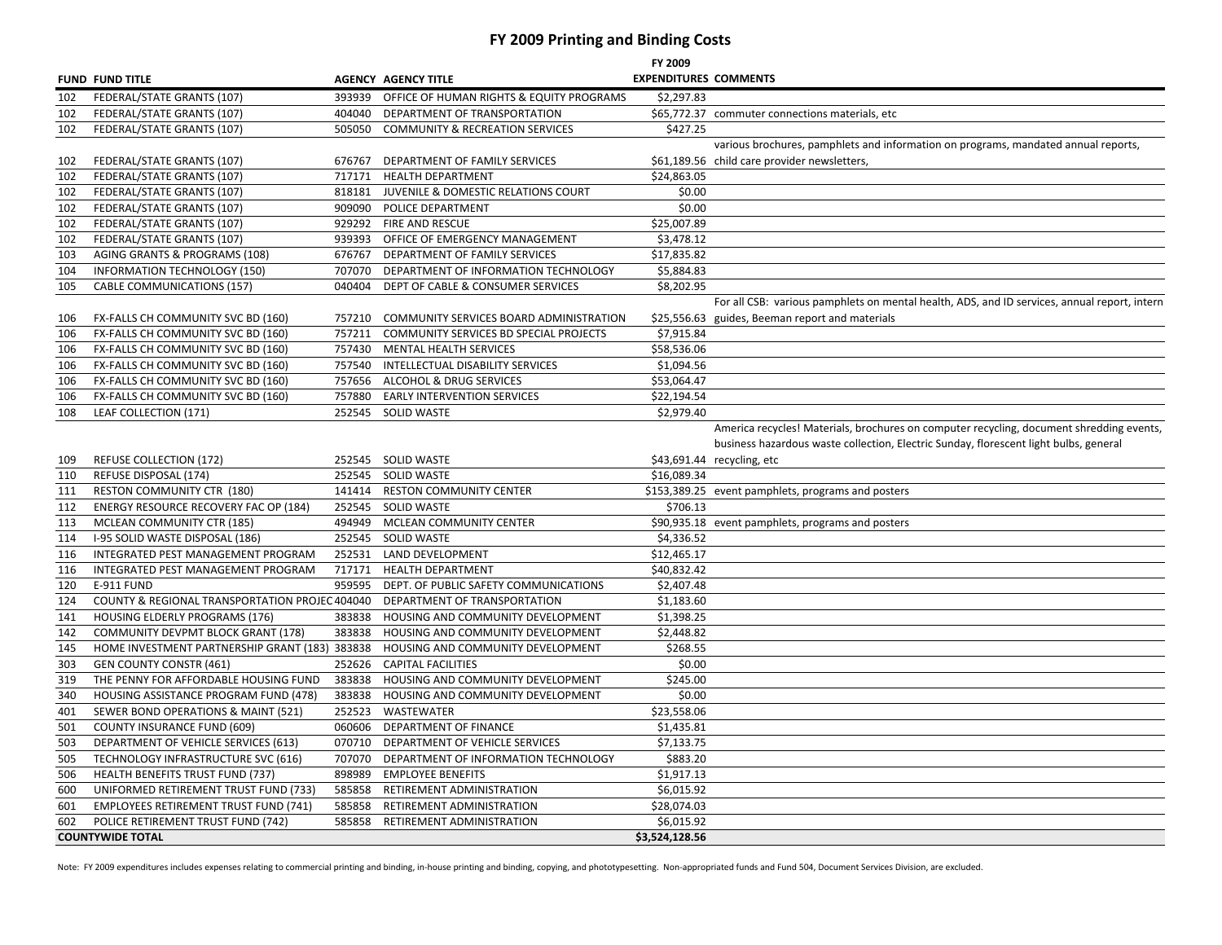# FY 2009 Printing and Binding Costs

| FUND | FUND TITLE | AGENCY | AGENCY TITLE | FY 2009 EXPENDITURES | COMMENTS |
|---|---|---|---|---|---|
| 102 | FEDERAL/STATE GRANTS (107) | 393939 | OFFICE OF HUMAN RIGHTS & EQUITY PROGRAMS | $2,297.83 | |
| 102 | FEDERAL/STATE GRANTS (107) | 404040 | DEPARTMENT OF TRANSPORTATION | $65,772.37 | commuter connections materials, etc |
| 102 | FEDERAL/STATE GRANTS (107) | 505050 | COMMUNITY & RECREATION SERVICES | $427.25 | |
| 102 | FEDERAL/STATE GRANTS (107) | 676767 | DEPARTMENT OF FAMILY SERVICES | $61,189.56 | various brochures, pamphlets and information on programs, mandated annual reports, child care provider newsletters, |
| 102 | FEDERAL/STATE GRANTS (107) | 717171 | HEALTH DEPARTMENT | $24,863.05 | |
| 102 | FEDERAL/STATE GRANTS (107) | 818181 | JUVENILE & DOMESTIC RELATIONS COURT | $0.00 | |
| 102 | FEDERAL/STATE GRANTS (107) | 909090 | POLICE DEPARTMENT | $0.00 | |
| 102 | FEDERAL/STATE GRANTS (107) | 929292 | FIRE AND RESCUE | $25,007.89 | |
| 102 | FEDERAL/STATE GRANTS (107) | 939393 | OFFICE OF EMERGENCY MANAGEMENT | $3,478.12 | |
| 103 | AGING GRANTS & PROGRAMS (108) | 676767 | DEPARTMENT OF FAMILY SERVICES | $17,835.82 | |
| 104 | INFORMATION TECHNOLOGY (150) | 707070 | DEPARTMENT OF INFORMATION TECHNOLOGY | $5,884.83 | |
| 105 | CABLE COMMUNICATIONS (157) | 040404 | DEPT OF CABLE & CONSUMER SERVICES | $8,202.95 | |
| 106 | FX-FALLS CH COMMUNITY SVC BD (160) | 757210 | COMMUNITY SERVICES BOARD ADMINISTRATION | $25,556.63 | For all CSB: various pamphlets on mental health, ADS, and ID services, annual report, intern guides, Beeman report and materials |
| 106 | FX-FALLS CH COMMUNITY SVC BD (160) | 757211 | COMMUNITY SERVICES BD SPECIAL PROJECTS | $7,915.84 | |
| 106 | FX-FALLS CH COMMUNITY SVC BD (160) | 757430 | MENTAL HEALTH SERVICES | $58,536.06 | |
| 106 | FX-FALLS CH COMMUNITY SVC BD (160) | 757540 | INTELLECTUAL DISABILITY SERVICES | $1,094.56 | |
| 106 | FX-FALLS CH COMMUNITY SVC BD (160) | 757656 | ALCOHOL & DRUG SERVICES | $53,064.47 | |
| 106 | FX-FALLS CH COMMUNITY SVC BD (160) | 757880 | EARLY INTERVENTION SERVICES | $22,194.54 | |
| 108 | LEAF COLLECTION (171) | 252545 | SOLID WASTE | $2,979.40 | |
| 109 | REFUSE COLLECTION (172) | 252545 | SOLID WASTE | $43,691.44 | America recycles! Materials, brochures on computer recycling, document shredding events, business hazardous waste collection, Electric Sunday, florescent light bulbs, general recycling, etc |
| 110 | REFUSE DISPOSAL (174) | 252545 | SOLID WASTE | $16,089.34 | |
| 111 | RESTON COMMUNITY CTR (180) | 141414 | RESTON COMMUNITY CENTER | $153,389.25 | event pamphlets, programs and posters |
| 112 | ENERGY RESOURCE RECOVERY FAC OP (184) | 252545 | SOLID WASTE | $706.13 | |
| 113 | MCLEAN COMMUNITY CTR (185) | 494949 | MCLEAN COMMUNITY CENTER | $90,935.18 | event pamphlets, programs and posters |
| 114 | I-95 SOLID WASTE DISPOSAL (186) | 252545 | SOLID WASTE | $4,336.52 | |
| 116 | INTEGRATED PEST MANAGEMENT PROGRAM | 252531 | LAND DEVELOPMENT | $12,465.17 | |
| 116 | INTEGRATED PEST MANAGEMENT PROGRAM | 717171 | HEALTH DEPARTMENT | $40,832.42 | |
| 120 | E-911 FUND | 959595 | DEPT. OF PUBLIC SAFETY COMMUNICATIONS | $2,407.48 | |
| 124 | COUNTY & REGIONAL TRANSPORTATION PROJEC | 404040 | DEPARTMENT OF TRANSPORTATION | $1,183.60 | |
| 141 | HOUSING ELDERLY PROGRAMS (176) | 383838 | HOUSING AND COMMUNITY DEVELOPMENT | $1,398.25 | |
| 142 | COMMUNITY DEVPMT BLOCK GRANT (178) | 383838 | HOUSING AND COMMUNITY DEVELOPMENT | $2,448.82 | |
| 145 | HOME INVESTMENT PARTNERSHIP GRANT (183) | 383838 | HOUSING AND COMMUNITY DEVELOPMENT | $268.55 | |
| 303 | GEN COUNTY CONSTR (461) | 252626 | CAPITAL FACILITIES | $0.00 | |
| 319 | THE PENNY FOR AFFORDABLE HOUSING FUND | 383838 | HOUSING AND COMMUNITY DEVELOPMENT | $245.00 | |
| 340 | HOUSING ASSISTANCE PROGRAM FUND (478) | 383838 | HOUSING AND COMMUNITY DEVELOPMENT | $0.00 | |
| 401 | SEWER BOND OPERATIONS & MAINT (521) | 252523 | WASTEWATER | $23,558.06 | |
| 501 | COUNTY INSURANCE FUND (609) | 060606 | DEPARTMENT OF FINANCE | $1,435.81 | |
| 503 | DEPARTMENT OF VEHICLE SERVICES (613) | 070710 | DEPARTMENT OF VEHICLE SERVICES | $7,133.75 | |
| 505 | TECHNOLOGY INFRASTRUCTURE SVC (616) | 707070 | DEPARTMENT OF INFORMATION TECHNOLOGY | $883.20 | |
| 506 | HEALTH BENEFITS TRUST FUND (737) | 898989 | EMPLOYEE BENEFITS | $1,917.13 | |
| 600 | UNIFORMED RETIREMENT TRUST FUND (733) | 585858 | RETIREMENT ADMINISTRATION | $6,015.92 | |
| 601 | EMPLOYEES RETIREMENT TRUST FUND (741) | 585858 | RETIREMENT ADMINISTRATION | $28,074.03 | |
| 602 | POLICE RETIREMENT TRUST FUND (742) | 585858 | RETIREMENT ADMINISTRATION | $6,015.92 | |
| **COUNTYWIDE TOTAL** | | | | **$3,524,128.56** | |

Note: FY 2009 expenditures includes expenses relating to commercial printing and binding, in-house printing and binding, copying, and phototypesetting. Non-appropriated funds and Fund 504, Document Services Division, are excluded.